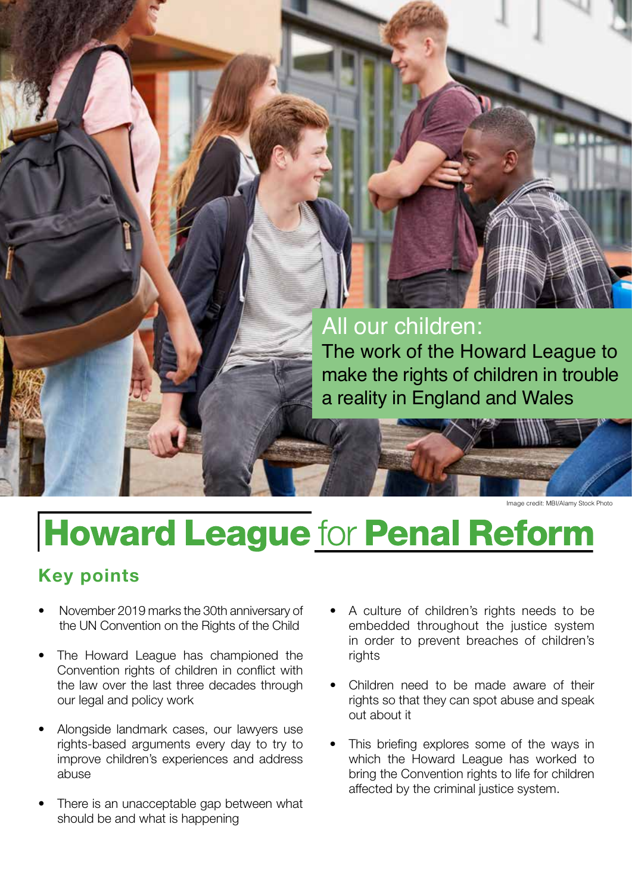# All our children:

The work of the Howard League to make the rights of children in trouble a reality in England and Wales

Image credit: MBI/Alamy Stock Photo

# Howard League for Penal Reform

## Key points

- November 2019 marks the 30th anniversary of the UN Convention on the Rights of the Child
- The Howard League has championed the Convention rights of children in conflict with the law over the last three decades through our legal and policy work
- Alongside landmark cases, our lawyers use rights-based arguments every day to try to improve children's experiences and address abuse
- There is an unacceptable gap between what should be and what is happening
- A culture of children's rights needs to be embedded throughout the justice system in order to prevent breaches of children's rights
- Children need to be made aware of their rights so that they can spot abuse and speak out about it
- This briefing explores some of the ways in which the Howard League has worked to bring the Convention rights to life for children affected by the criminal justice system.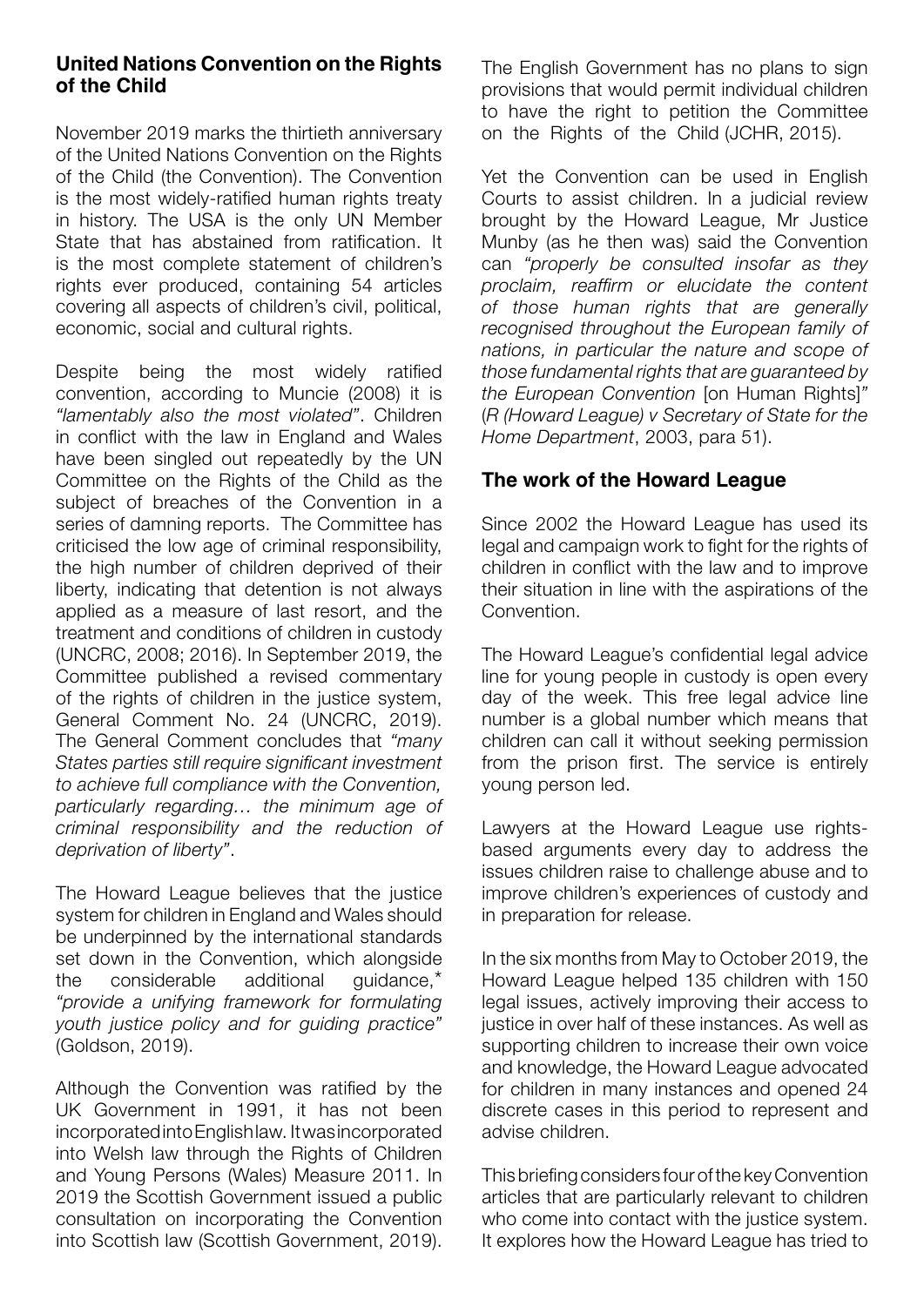## United Nations Convention on the Rights of the Child

November 2019 marks the thirtieth anniversary of the United Nations Convention on the Rights of the Child (the Convention). The Convention is the most widely-ratified human rights treaty in history. The USA is the only UN Member State that has abstained from ratification. It is the most complete statement of children's rights ever produced, containing 54 articles covering all aspects of children's civil, political, economic, social and cultural rights.

Despite being the most widely ratified convention, according to Muncie (2008) it is *"lamentably also the most violated"*. Children in conflict with the law in England and Wales have been singled out repeatedly by the UN Committee on the Rights of the Child as the subject of breaches of the Convention in a series of damning reports. The Committee has criticised the low age of criminal responsibility, the high number of children deprived of their liberty, indicating that detention is not always applied as a measure of last resort, and the treatment and conditions of children in custody (UNCRC, 2008; 2016). In September 2019, the Committee published a revised commentary of the rights of children in the justice system, General Comment No. 24 (UNCRC, 2019). The General Comment concludes that *"many States parties still require significant investment to achieve full compliance with the Convention, particularly regarding… the minimum age of criminal responsibility and the reduction of deprivation of liberty"*.

The Howard League believes that the justice system for children in England and Wales should be underpinned by the international standards set down in the Convention, which alongside the considerable additional guidance,* *"provide a unifying framework for formulating youth justice policy and for guiding practice"* (Goldson, 2019).

Although the Convention was ratified by the UK Government in 1991, it has not been incorporated into English law. It was incorporated into Welsh law through the Rights of Children and Young Persons (Wales) Measure 2011. In 2019 the Scottish Government issued a public consultation on incorporating the Convention into Scottish law (Scottish Government, 2019). The English Government has no plans to sign provisions that would permit individual children to have the right to petition the Committee on the Rights of the Child (JCHR, 2015).

Yet the Convention can be used in English Courts to assist children. In a judicial review brought by the Howard League, Mr Justice Munby (as he then was) said the Convention can *"properly be consulted insofar as they proclaim, reaffirm or elucidate the content of those human rights that are generally recognised throughout the European family of nations, in particular the nature and scope of those fundamental rights that are guaranteed by the European Convention* [on Human Rights]*"* (*R (Howard League) v Secretary of State for the Home Department*, 2003, para 51).

## The work of the Howard League

Since 2002 the Howard League has used its legal and campaign work to fight for the rights of children in conflict with the law and to improve their situation in line with the aspirations of the Convention.

The Howard League's confidential legal advice line for young people in custody is open every day of the week. This free legal advice line number is a global number which means that children can call it without seeking permission from the prison first. The service is entirely young person led.

Lawyers at the Howard League use rights-based arguments every day to address the issues children raise to challenge abuse and to improve children's experiences of custody and in preparation for release.

In the six months from May to October 2019, the Howard League helped 135 children with 150 legal issues, actively improving their access to justice in over half of these instances. As well as supporting children to increase their own voice and knowledge, the Howard League advocated for children in many instances and opened 24 discrete cases in this period to represent and advise children.

This briefing considers four of the key Convention articles that are particularly relevant to children who come into contact with the justice system. It explores how the Howard League has tried to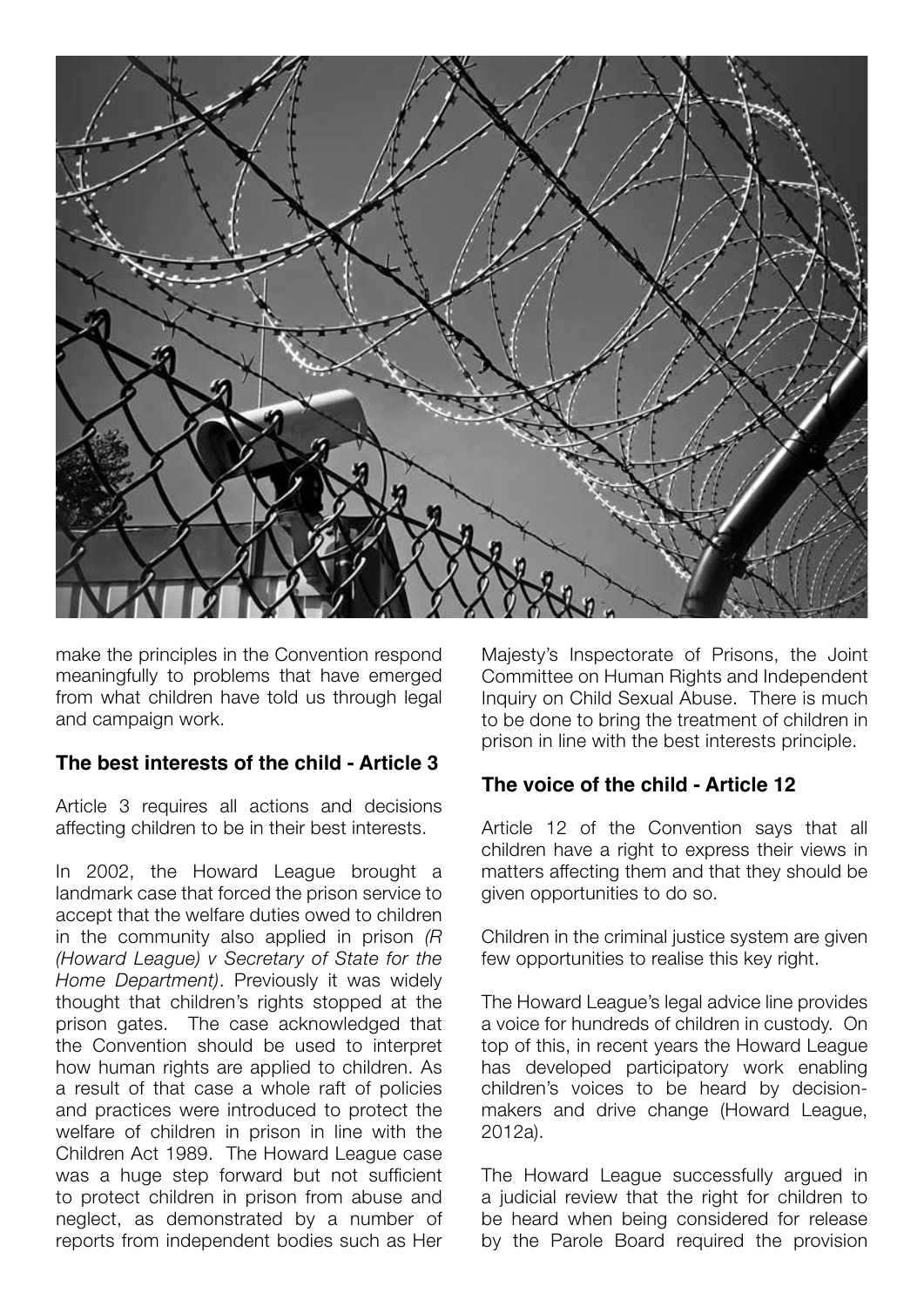make the principles in the Convention respond meaningfully to problems that have emerged from what children have told us through legal and campaign work.

### The best interests of the child - Article 3

Article 3 requires all actions and decisions affecting children to be in their best interests.

In 2002, the Howard League brought a landmark case that forced the prison service to accept that the welfare duties owed to children in the community also applied in prison *(R (Howard League) v Secretary of State for the Home Department)*. Previously it was widely thought that children's rights stopped at the prison gates. The case acknowledged that the Convention should be used to interpret how human rights are applied to children. As a result of that case a whole raft of policies and practices were introduced to protect the welfare of children in prison in line with the Children Act 1989. The Howard League case was a huge step forward but not sufficient to protect children in prison from abuse and neglect, as demonstrated by a number of reports from independent bodies such as Her Majesty's Inspectorate of Prisons, the Joint Committee on Human Rights and Independent Inquiry on Child Sexual Abuse. There is much to be done to bring the treatment of children in prison in line with the best interests principle.

### The voice of the child - Article 12

Article 12 of the Convention says that all children have a right to express their views in matters affecting them and that they should be given opportunities to do so.

Children in the criminal justice system are given few opportunities to realise this key right.

The Howard League's legal advice line provides a voice for hundreds of children in custody. On top of this, in recent years the Howard League has developed participatory work enabling children's voices to be heard by decision-makers and drive change (Howard League, 2012a).

The Howard League successfully argued in a judicial review that the right for children to be heard when being considered for release by the Parole Board required the provision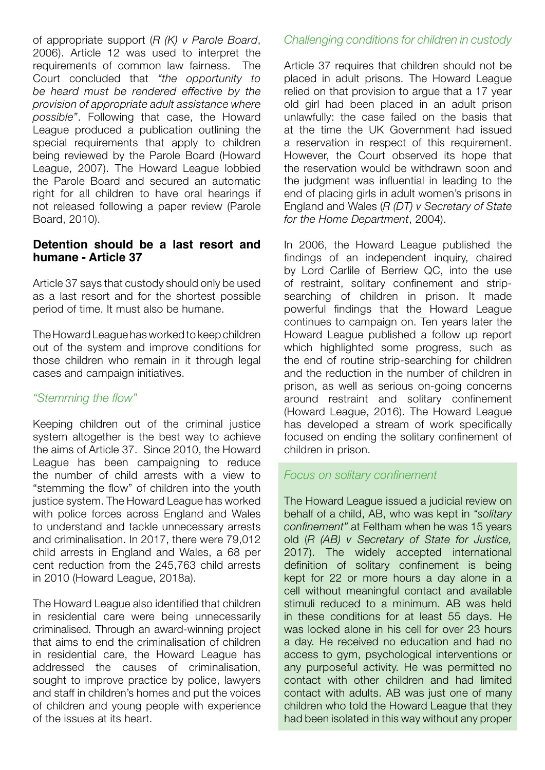of appropriate support (*R (K) v Parole Board*, 2006). Article 12 was used to interpret the requirements of common law fairness. The Court concluded that *"the opportunity to be heard must be rendered effective by the provision of appropriate adult assistance where possible"*. Following that case, the Howard League produced a publication outlining the special requirements that apply to children being reviewed by the Parole Board (Howard League, 2007). The Howard League lobbied the Parole Board and secured an automatic right for all children to have oral hearings if not released following a paper review (Parole Board, 2010).

## Detention should be a last resort and humane - Article 37

Article 37 says that custody should only be used as a last resort and for the shortest possible period of time. It must also be humane.

The Howard League has worked to keep children out of the system and improve conditions for those children who remain in it through legal cases and campaign initiatives.

### *"Stemming the flow"*

Keeping children out of the criminal justice system altogether is the best way to achieve the aims of Article 37. Since 2010, the Howard League has been campaigning to reduce the number of child arrests with a view to "stemming the flow" of children into the youth justice system. The Howard League has worked with police forces across England and Wales to understand and tackle unnecessary arrests and criminalisation. In 2017, there were 79,012 child arrests in England and Wales, a 68 per cent reduction from the 245,763 child arrests in 2010 (Howard League, 2018a).

The Howard League also identified that children in residential care were being unnecessarily criminalised. Through an award-winning project that aims to end the criminalisation of children in residential care, the Howard League has addressed the causes of criminalisation, sought to improve practice by police, lawyers and staff in children's homes and put the voices of children and young people with experience of the issues at its heart.

### *Challenging conditions for children in custody*

Article 37 requires that children should not be placed in adult prisons. The Howard League relied on that provision to argue that a 17 year old girl had been placed in an adult prison unlawfully: the case failed on the basis that at the time the UK Government had issued a reservation in respect of this requirement. However, the Court observed its hope that the reservation would be withdrawn soon and the judgment was influential in leading to the end of placing girls in adult women's prisons in England and Wales (*R (DT) v Secretary of State for the Home Department*, 2004).

In 2006, the Howard League published the findings of an independent inquiry, chaired by Lord Carlile of Berriew QC, into the use of restraint, solitary confinement and strip-searching of children in prison. It made powerful findings that the Howard League continues to campaign on. Ten years later the Howard League published a follow up report which highlighted some progress, such as the end of routine strip-searching for children and the reduction in the number of children in prison, as well as serious on-going concerns around restraint and solitary confinement (Howard League, 2016). The Howard League has developed a stream of work specifically focused on ending the solitary confinement of children in prison.

### *Focus on solitary confinement*

The Howard League issued a judicial review on behalf of a child, AB, who was kept in *"solitary confinement"* at Feltham when he was 15 years old (*R (AB) v Secretary of State for Justice,* 2017). The widely accepted international definition of solitary confinement is being kept for 22 or more hours a day alone in a cell without meaningful contact and available stimuli reduced to a minimum. AB was held in these conditions for at least 55 days. He was locked alone in his cell for over 23 hours a day. He received no education and had no access to gym, psychological interventions or any purposeful activity. He was permitted no contact with other children and had limited contact with adults. AB was just one of many children who told the Howard League that they had been isolated in this way without any proper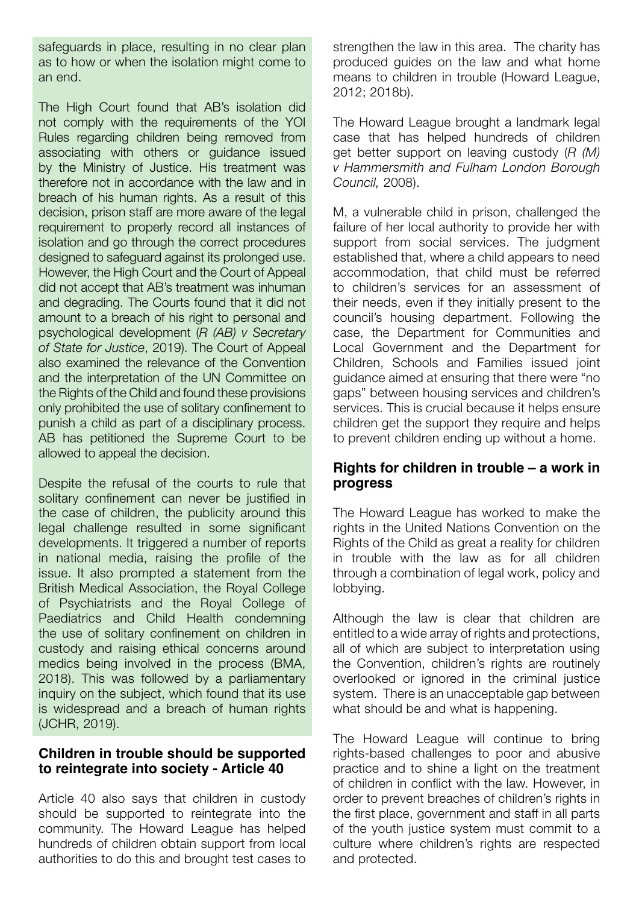safeguards in place, resulting in no clear plan as to how or when the isolation might come to an end.

The High Court found that AB's isolation did not comply with the requirements of the YOI Rules regarding children being removed from associating with others or guidance issued by the Ministry of Justice. His treatment was therefore not in accordance with the law and in breach of his human rights. As a result of this decision, prison staff are more aware of the legal requirement to properly record all instances of isolation and go through the correct procedures designed to safeguard against its prolonged use. However, the High Court and the Court of Appeal did not accept that AB's treatment was inhuman and degrading. The Courts found that it did not amount to a breach of his right to personal and psychological development (*R (AB) v Secretary of State for Justice*, 2019). The Court of Appeal also examined the relevance of the Convention and the interpretation of the UN Committee on the Rights of the Child and found these provisions only prohibited the use of solitary confinement to punish a child as part of a disciplinary process. AB has petitioned the Supreme Court to be allowed to appeal the decision.

Despite the refusal of the courts to rule that solitary confinement can never be justified in the case of children, the publicity around this legal challenge resulted in some significant developments. It triggered a number of reports in national media, raising the profile of the issue. It also prompted a statement from the British Medical Association, the Royal College of Psychiatrists and the Royal College of Paediatrics and Child Health condemning the use of solitary confinement on children in custody and raising ethical concerns around medics being involved in the process (BMA, 2018). This was followed by a parliamentary inquiry on the subject, which found that its use is widespread and a breach of human rights (JCHR, 2019).

### Children in trouble should be supported to reintegrate into society - Article 40

Article 40 also says that children in custody should be supported to reintegrate into the community. The Howard League has helped hundreds of children obtain support from local authorities to do this and brought test cases to strengthen the law in this area. The charity has produced guides on the law and what home means to children in trouble (Howard League, 2012; 2018b).

The Howard League brought a landmark legal case that has helped hundreds of children get better support on leaving custody (*R (M) v Hammersmith and Fulham London Borough Council,* 2008).

M, a vulnerable child in prison, challenged the failure of her local authority to provide her with support from social services. The judgment established that, where a child appears to need accommodation, that child must be referred to children's services for an assessment of their needs, even if they initially present to the council's housing department. Following the case, the Department for Communities and Local Government and the Department for Children, Schools and Families issued joint guidance aimed at ensuring that there were "no gaps" between housing services and children's services. This is crucial because it helps ensure children get the support they require and helps to prevent children ending up without a home.

### Rights for children in trouble – a work in progress

The Howard League has worked to make the rights in the United Nations Convention on the Rights of the Child as great a reality for children in trouble with the law as for all children through a combination of legal work, policy and lobbying.

Although the law is clear that children are entitled to a wide array of rights and protections, all of which are subject to interpretation using the Convention, children's rights are routinely overlooked or ignored in the criminal justice system. There is an unacceptable gap between what should be and what is happening.

The Howard League will continue to bring rights-based challenges to poor and abusive practice and to shine a light on the treatment of children in conflict with the law. However, in order to prevent breaches of children's rights in the first place, government and staff in all parts of the youth justice system must commit to a culture where children's rights are respected and protected.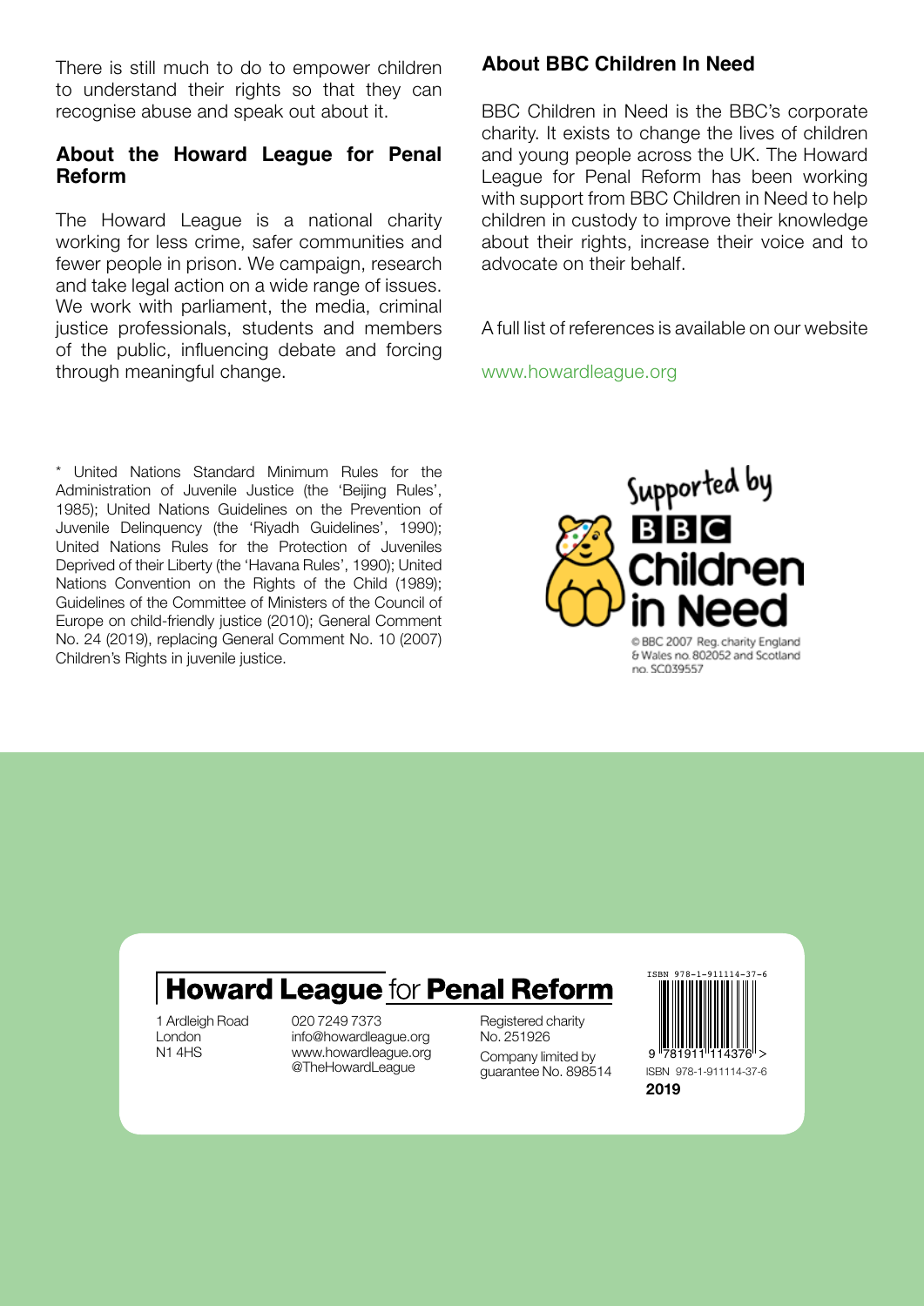There is still much to do to empower children to understand their rights so that they can recognise abuse and speak out about it.

## About the Howard League for Penal Reform

The Howard League is a national charity working for less crime, safer communities and fewer people in prison. We campaign, research and take legal action on a wide range of issues. We work with parliament, the media, criminal justice professionals, students and members of the public, influencing debate and forcing through meaningful change.

## About BBC Children In Need

BBC Children in Need is the BBC's corporate charity. It exists to change the lives of children and young people across the UK. The Howard League for Penal Reform has been working with support from BBC Children in Need to help children in custody to improve their knowledge about their rights, increase their voice and to advocate on their behalf.

A full list of references is available on our website

www.howardleague.org

* United Nations Standard Minimum Rules for the Administration of Juvenile Justice (the 'Beijing Rules', 1985); United Nations Guidelines on the Prevention of Juvenile Delinquency (the 'Riyadh Guidelines', 1990); United Nations Rules for the Protection of Juveniles Deprived of their Liberty (the 'Havana Rules', 1990); United Nations Convention on the Rights of the Child (1989); Guidelines of the Committee of Ministers of the Council of Europe on child-friendly justice (2010); General Comment No. 24 (2019), replacing General Comment No. 10 (2007) Children's Rights in juvenile justice.

Supported by BBC Children in Need

© BBC 2007 Reg. charity England & Wales no. 802052 and Scotland no. SC039557

**Howard League** for **Penal Reform**

1 Ardleigh Road
London
N1 4HS

020 7249 7373
info@howardleague.org
www.howardleague.org
@TheHowardLeague

Registered charity No. 251926

Company limited by guarantee No. 898514

ISBN 978-1-911114-37-6

**2019**